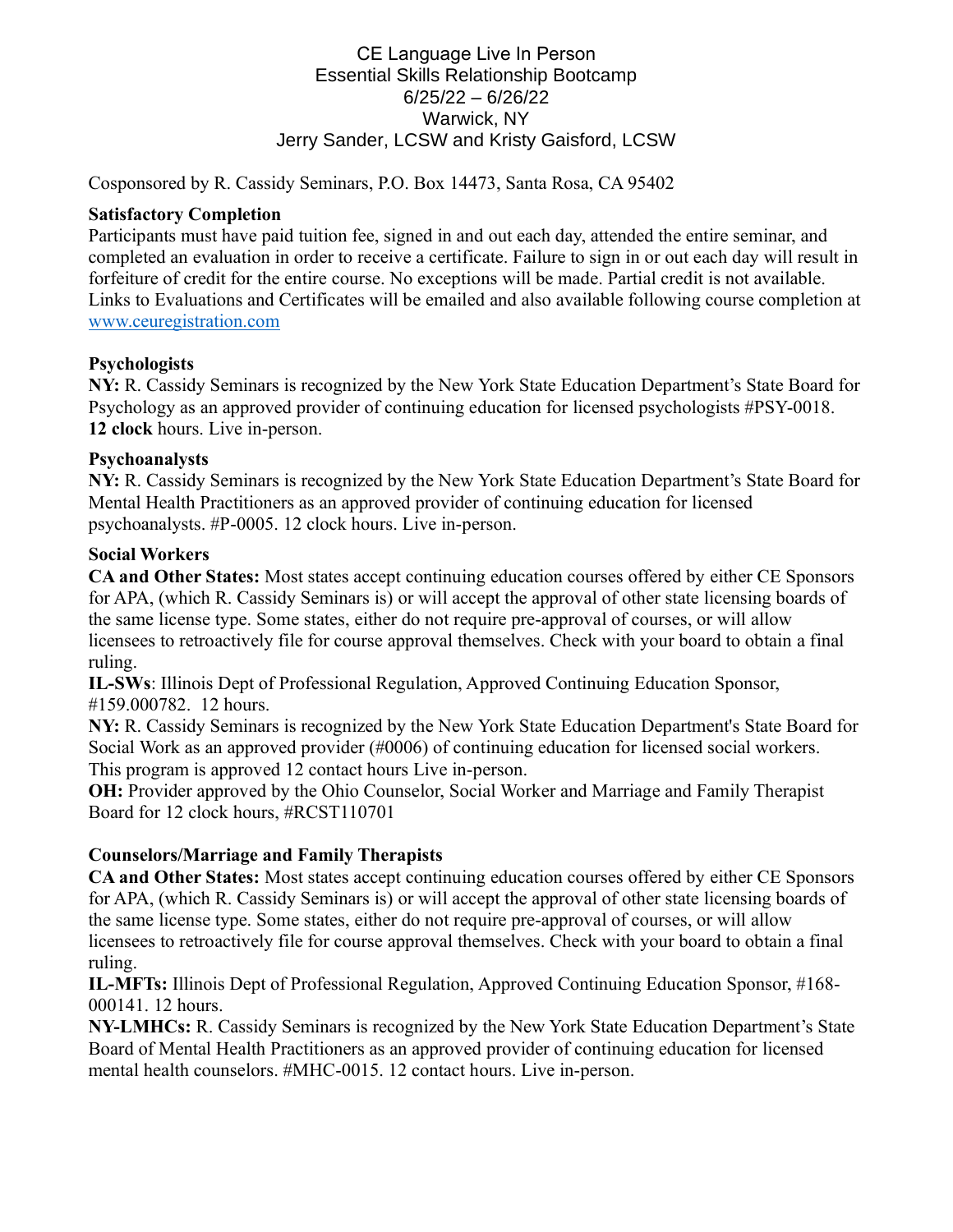# CE Language Live In Person
## Essential Skills Relationship Bootcamp
## 6/25/22 – 6/26/22
## Warwick, NY
## Jerry Sander, LCSW and Kristy Gaisford, LCSW

Cosponsored by R. Cassidy Seminars, P.O. Box 14473, Santa Rosa, CA 95402

**Satisfactory Completion**

Participants must have paid tuition fee, signed in and out each day, attended the entire seminar, and completed an evaluation in order to receive a certificate. Failure to sign in or out each day will result in forfeiture of credit for the entire course. No exceptions will be made. Partial credit is not available. Links to Evaluations and Certificates will be emailed and also available following course completion at www.ceuregistration.com

**Psychologists**

**NY:** R. Cassidy Seminars is recognized by the New York State Education Department's State Board for Psychology as an approved provider of continuing education for licensed psychologists #PSY-0018. **12 clock** hours. Live in-person.

**Psychoanalysts**

**NY:** R. Cassidy Seminars is recognized by the New York State Education Department's State Board for Mental Health Practitioners as an approved provider of continuing education for licensed psychoanalysts. #P-0005. 12 clock hours. Live in-person.

**Social Workers**

**CA and Other States:** Most states accept continuing education courses offered by either CE Sponsors for APA, (which R. Cassidy Seminars is) or will accept the approval of other state licensing boards of the same license type. Some states, either do not require pre-approval of courses, or will allow licensees to retroactively file for course approval themselves. Check with your board to obtain a final ruling.

**IL-SWs**: Illinois Dept of Professional Regulation, Approved Continuing Education Sponsor, #159.000782. 12 hours.

**NY:** R. Cassidy Seminars is recognized by the New York State Education Department's State Board for Social Work as an approved provider (#0006) of continuing education for licensed social workers. This program is approved 12 contact hours Live in-person.

**OH:** Provider approved by the Ohio Counselor, Social Worker and Marriage and Family Therapist Board for 12 clock hours, #RCST110701

**Counselors/Marriage and Family Therapists**

**CA and Other States:** Most states accept continuing education courses offered by either CE Sponsors for APA, (which R. Cassidy Seminars is) or will accept the approval of other state licensing boards of the same license type. Some states, either do not require pre-approval of courses, or will allow licensees to retroactively file for course approval themselves. Check with your board to obtain a final ruling.

**IL-MFTs:** Illinois Dept of Professional Regulation, Approved Continuing Education Sponsor, #168-000141. 12 hours.

**NY-LMHCs:** R. Cassidy Seminars is recognized by the New York State Education Department's State Board of Mental Health Practitioners as an approved provider of continuing education for licensed mental health counselors. #MHC-0015. 12 contact hours. Live in-person.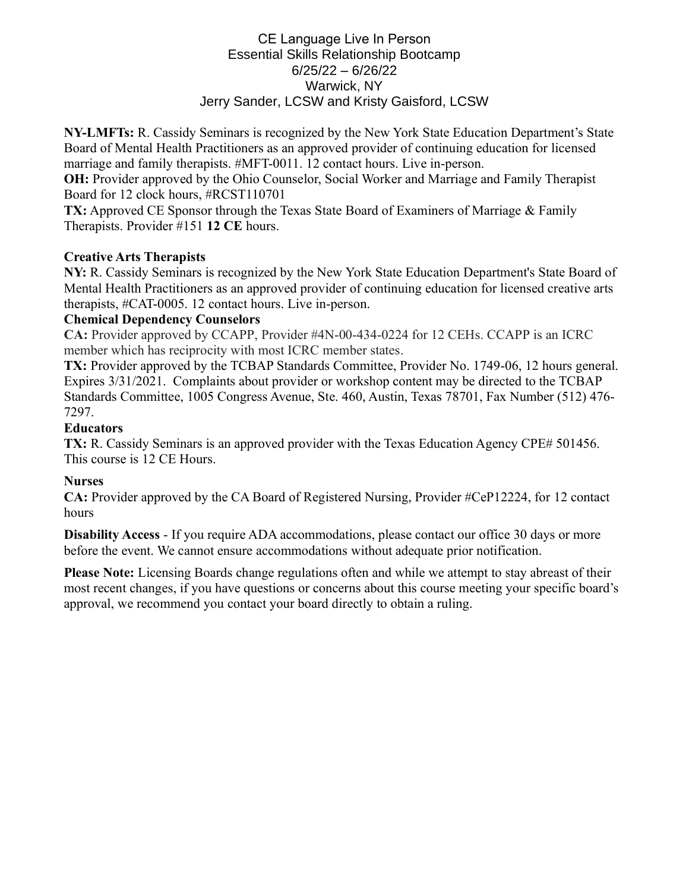CE Language Live In Person
Essential Skills Relationship Bootcamp
6/25/22 – 6/26/22
Warwick, NY
Jerry Sander, LCSW and Kristy Gaisford, LCSW

**NY-LMFTs:** R. Cassidy Seminars is recognized by the New York State Education Department's State Board of Mental Health Practitioners as an approved provider of continuing education for licensed marriage and family therapists. #MFT-0011. 12 contact hours. Live in-person.
**OH:** Provider approved by the Ohio Counselor, Social Worker and Marriage and Family Therapist Board for 12 clock hours, #RCST110701
**TX:** Approved CE Sponsor through the Texas State Board of Examiners of Marriage & Family Therapists. Provider #151 **12 CE** hours.

**Creative Arts Therapists**
**NY:** R. Cassidy Seminars is recognized by the New York State Education Department's State Board of Mental Health Practitioners as an approved provider of continuing education for licensed creative arts therapists, #CAT-0005. 12 contact hours. Live in-person.

**Chemical Dependency Counselors**
**CA:** Provider approved by CCAPP, Provider #4N-00-434-0224 for 12 CEHs. CCAPP is an ICRC member which has reciprocity with most ICRC member states.
**TX:** Provider approved by the TCBAP Standards Committee, Provider No. 1749-06, 12 hours general. Expires 3/31/2021. Complaints about provider or workshop content may be directed to the TCBAP Standards Committee, 1005 Congress Avenue, Ste. 460, Austin, Texas 78701, Fax Number (512) 476-7297.

**Educators**
**TX:** R. Cassidy Seminars is an approved provider with the Texas Education Agency CPE# 501456. This course is 12 CE Hours.

**Nurses**
**CA:** Provider approved by the CA Board of Registered Nursing, Provider #CeP12224, for 12 contact hours

**Disability Access** - If you require ADA accommodations, please contact our office 30 days or more before the event. We cannot ensure accommodations without adequate prior notification.

**Please Note:** Licensing Boards change regulations often and while we attempt to stay abreast of their most recent changes, if you have questions or concerns about this course meeting your specific board's approval, we recommend you contact your board directly to obtain a ruling.